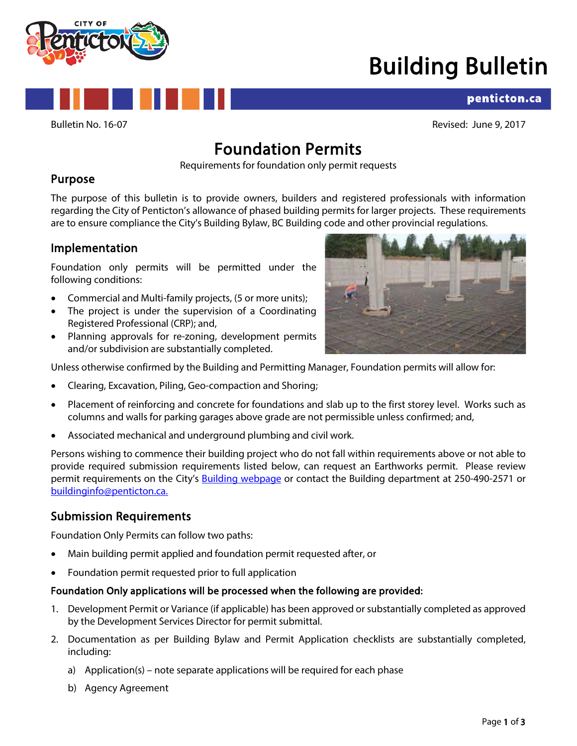# Building Bulletin

penticton.ca

Bulletin No. 16-07

Revised: June 9, 2017

## Foundation Permits

Requirements for foundation only permit requests

### Purpose

The purpose of this bulletin is to provide owners, builders and registered professionals with information regarding the City of Penticton's allowance of phased building permits for larger projects. These requirements are to ensure compliance the City's Building Bylaw, BC Building code and other provincial regulations.

### Implementation

Foundation only permits will be permitted under the following conditions:

- Commercial and Multi-family projects, (5 or more units);
- The project is under the supervision of a Coordinating Registered Professional (CRP); and,
- Planning approvals for re-zoning, development permits and/or subdivision are substantially completed.

Unless otherwise confirmed by the Building and Permitting Manager, Foundation permits will allow for:

- Clearing, Excavation, Piling, Geo-compaction and Shoring;
- Placement of reinforcing and concrete for foundations and slab up to the first storey level. Works such as columns and walls for parking garages above grade are not permissible unless confirmed; and,
- Associated mechanical and underground plumbing and civil work.

Persons wishing to commence their building project who do not fall within requirements above or not able to provide required submission requirements listed below, can request an Earthworks permit. Please review permit requirements on the City's [Building webpage](#) or contact the Building department at 250-490-2571 or [buildinginfo@penticton.ca.](mailto:buildinginfo@penticton.ca)

### Submission Requirements

Foundation Only Permits can follow two paths:

- Main building permit applied and foundation permit requested after, or
- Foundation permit requested prior to full application

**Foundation Only applications will be processed when the following are provided:**

1. Development Permit or Variance (if applicable) has been approved or substantially completed as approved by the Development Services Director for permit submittal.
2. Documentation as per Building Bylaw and Permit Application checklists are substantially completed, including:
   a) Application(s) – note separate applications will be required for each phase
   b) Agency Agreement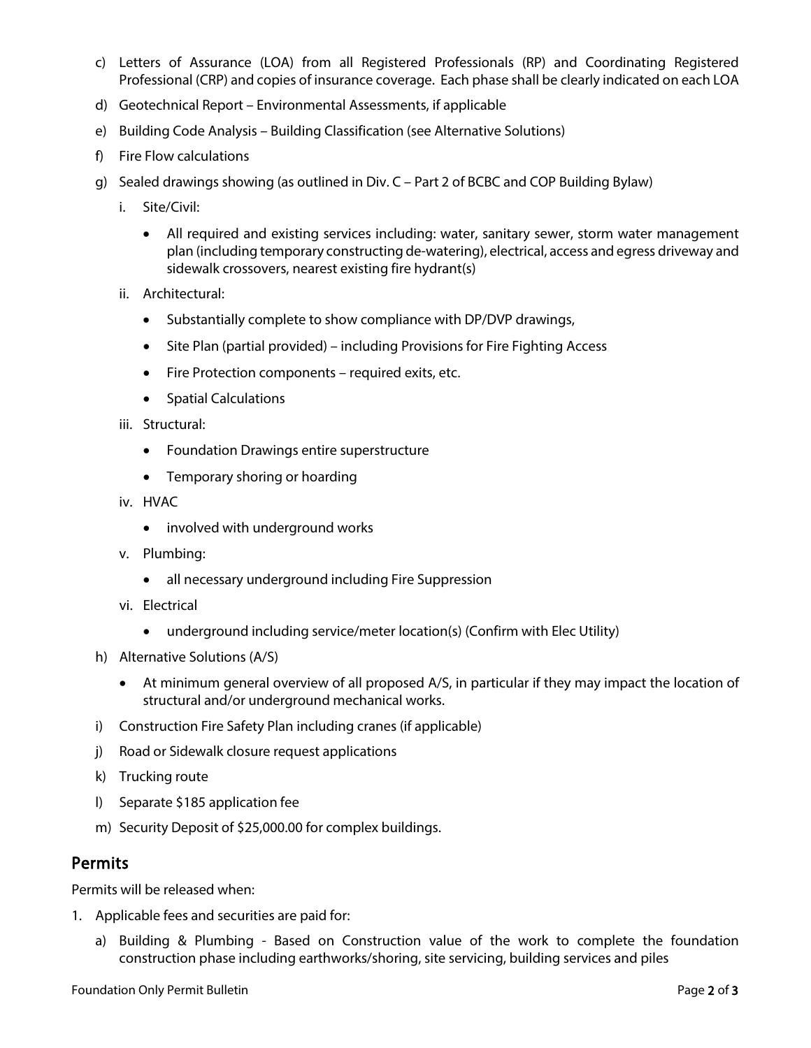c) Letters of Assurance (LOA) from all Registered Professionals (RP) and Coordinating Registered Professional (CRP) and copies of insurance coverage. Each phase shall be clearly indicated on each LOA

d) Geotechnical Report – Environmental Assessments, if applicable

e) Building Code Analysis – Building Classification (see Alternative Solutions)

f) Fire Flow calculations

g) Sealed drawings showing (as outlined in Div. C – Part 2 of BCBC and COP Building Bylaw)

   i. Site/Civil:

      - All required and existing services including: water, sanitary sewer, storm water management plan (including temporary constructing de-watering), electrical, access and egress driveway and sidewalk crossovers, nearest existing fire hydrant(s)

   ii. Architectural:

      - Substantially complete to show compliance with DP/DVP drawings,
      - Site Plan (partial provided) – including Provisions for Fire Fighting Access
      - Fire Protection components – required exits, etc.
      - Spatial Calculations

   iii. Structural:

      - Foundation Drawings entire superstructure
      - Temporary shoring or hoarding

   iv. HVAC

      - involved with underground works

   v. Plumbing:

      - all necessary underground including Fire Suppression

   vi. Electrical

      - underground including service/meter location(s) (Confirm with Elec Utility)

h) Alternative Solutions (A/S)

   - At minimum general overview of all proposed A/S, in particular if they may impact the location of structural and/or underground mechanical works.

i) Construction Fire Safety Plan including cranes (if applicable)

j) Road or Sidewalk closure request applications

k) Trucking route

l) Separate $185 application fee

m) Security Deposit of $25,000.00 for complex buildings.

## Permits

Permits will be released when:

1. Applicable fees and securities are paid for:

   a) Building & Plumbing - Based on Construction value of the work to complete the foundation construction phase including earthworks/shoring, site servicing, building services and piles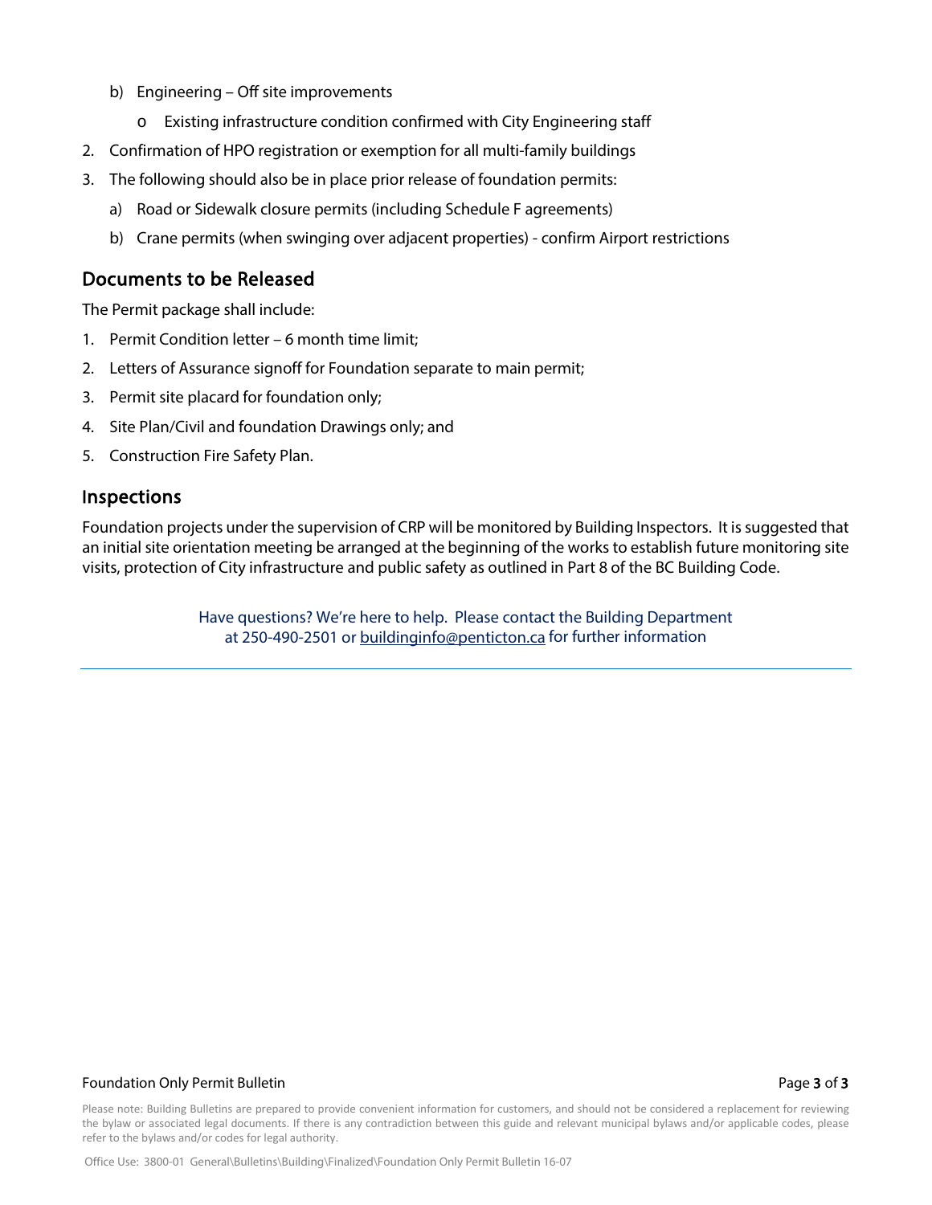b) Engineering – Off site improvements
    - Existing infrastructure condition confirmed with City Engineering staff

2. Confirmation of HPO registration or exemption for all multi-family buildings
3. The following should also be in place prior release of foundation permits:
    a) Road or Sidewalk closure permits (including Schedule F agreements)
    b) Crane permits (when swinging over adjacent properties) - confirm Airport restrictions

## Documents to be Released

The Permit package shall include:

1. Permit Condition letter – 6 month time limit;
2. Letters of Assurance signoff for Foundation separate to main permit;
3. Permit site placard for foundation only;
4. Site Plan/Civil and foundation Drawings only; and
5. Construction Fire Safety Plan.

## Inspections

Foundation projects under the supervision of CRP will be monitored by Building Inspectors. It is suggested that an initial site orientation meeting be arranged at the beginning of the works to establish future monitoring site visits, protection of City infrastructure and public safety as outlined in Part 8 of the BC Building Code.

Have questions? We're here to help. Please contact the Building Department at 250-490-2501 or buildinginfo@penticton.ca for further information

Please note: Building Bulletins are prepared to provide convenient information for customers, and should not be considered a replacement for reviewing the bylaw or associated legal documents. If there is any contradiction between this guide and relevant municipal bylaws and/or applicable codes, please refer to the bylaws and/or codes for legal authority.

Office Use: 3800-01 General\Bulletins\Building\Finalized\Foundation Only Permit Bulletin 16-07